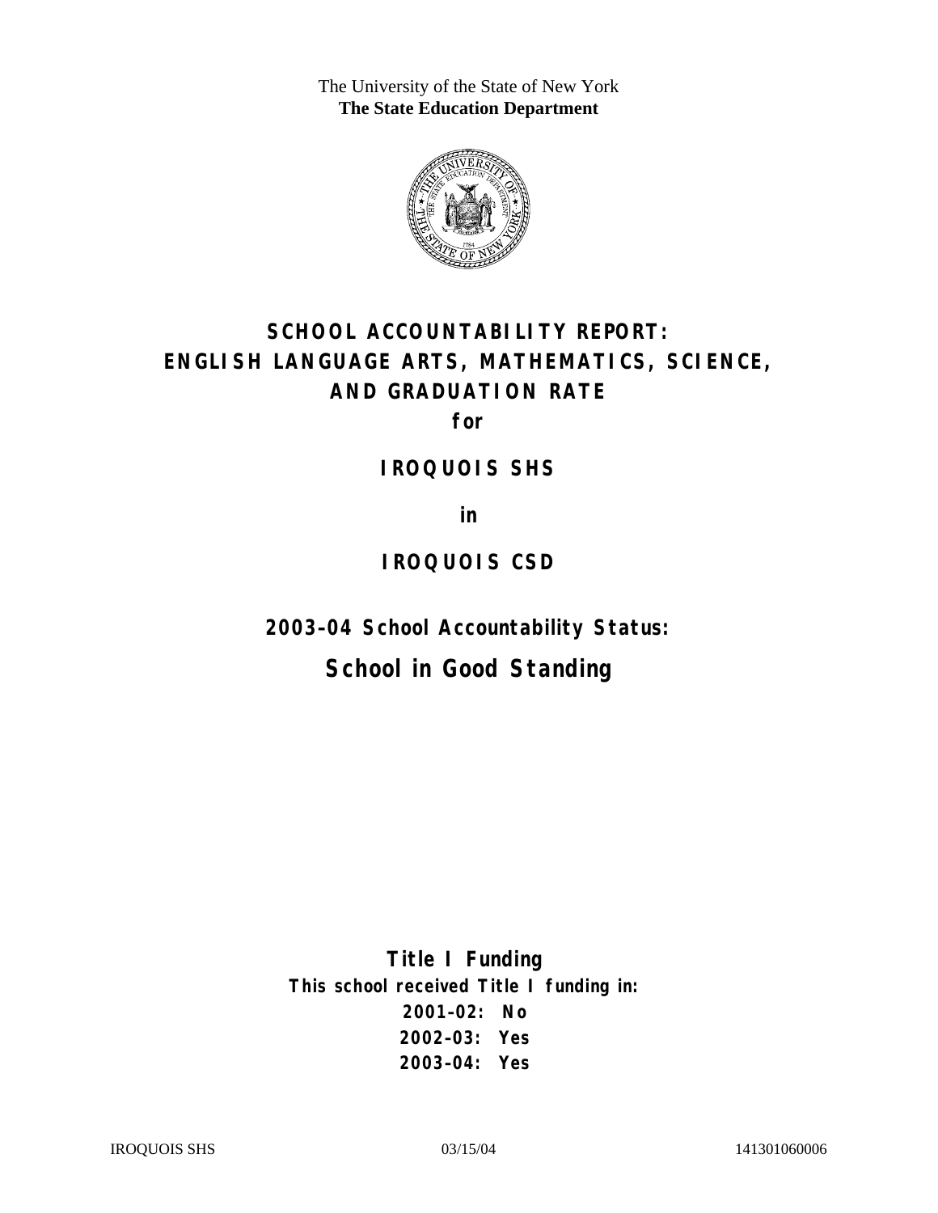The University of the State of New York
**The State Education Department**

# SCHOOL ACCOUNTABILITY REPORT: ENGLISH LANGUAGE ARTS, MATHEMATICS, SCIENCE, AND GRADUATION RATE

**for**

## IROQUOIS SHS

**in**

## IROQUOIS CSD

## 2003–04 School Accountability Status:

# School in Good Standing

### Title I Funding

**This school received Title I funding in:**

**2001–02: No**
**2002–03: Yes**
**2003–04: Yes**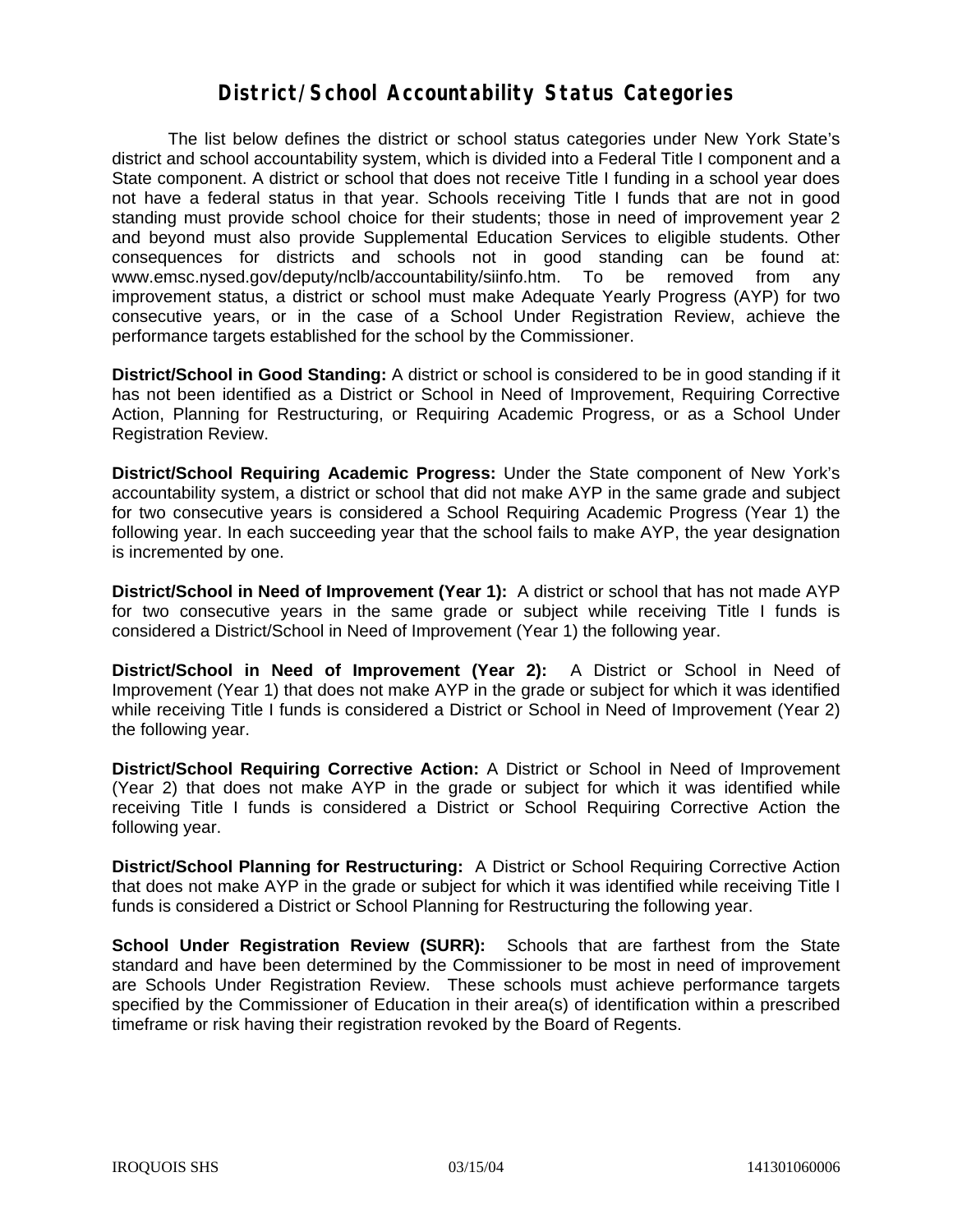# District/School Accountability Status Categories

The list below defines the district or school status categories under New York State's district and school accountability system, which is divided into a Federal Title I component and a State component. A district or school that does not receive Title I funding in a school year does not have a federal status in that year. Schools receiving Title I funds that are not in good standing must provide school choice for their students; those in need of improvement year 2 and beyond must also provide Supplemental Education Services to eligible students. Other consequences for districts and schools not in good standing can be found at: www.emsc.nysed.gov/deputy/nclb/accountability/siinfo.htm. To be removed from any improvement status, a district or school must make Adequate Yearly Progress (AYP) for two consecutive years, or in the case of a School Under Registration Review, achieve the performance targets established for the school by the Commissioner.

**District/School in Good Standing:** A district or school is considered to be in good standing if it has not been identified as a District or School in Need of Improvement, Requiring Corrective Action, Planning for Restructuring, or Requiring Academic Progress, or as a School Under Registration Review.

**District/School Requiring Academic Progress:** Under the State component of New York's accountability system, a district or school that did not make AYP in the same grade and subject for two consecutive years is considered a School Requiring Academic Progress (Year 1) the following year. In each succeeding year that the school fails to make AYP, the year designation is incremented by one.

**District/School in Need of Improvement (Year 1):** A district or school that has not made AYP for two consecutive years in the same grade or subject while receiving Title I funds is considered a District/School in Need of Improvement (Year 1) the following year.

**District/School in Need of Improvement (Year 2):** A District or School in Need of Improvement (Year 1) that does not make AYP in the grade or subject for which it was identified while receiving Title I funds is considered a District or School in Need of Improvement (Year 2) the following year.

**District/School Requiring Corrective Action:** A District or School in Need of Improvement (Year 2) that does not make AYP in the grade or subject for which it was identified while receiving Title I funds is considered a District or School Requiring Corrective Action the following year.

**District/School Planning for Restructuring:** A District or School Requiring Corrective Action that does not make AYP in the grade or subject for which it was identified while receiving Title I funds is considered a District or School Planning for Restructuring the following year.

**School Under Registration Review (SURR):** Schools that are farthest from the State standard and have been determined by the Commissioner to be most in need of improvement are Schools Under Registration Review. These schools must achieve performance targets specified by the Commissioner of Education in their area(s) of identification within a prescribed timeframe or risk having their registration revoked by the Board of Regents.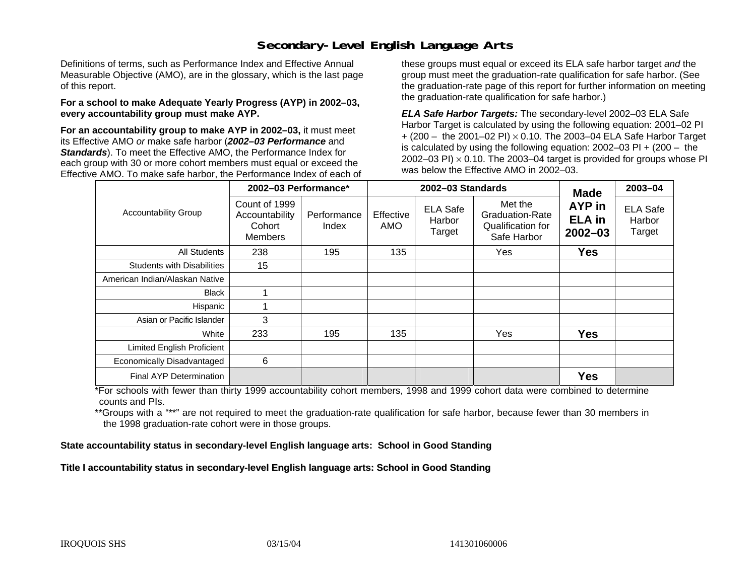## Secondary-Level English Language Arts

Definitions of terms, such as Performance Index and Effective Annual Measurable Objective (AMO), are in the glossary, which is the last page of this report.

**For a school to make Adequate Yearly Progress (AYP) in 2002–03, every accountability group must make AYP.**

**For an accountability group to make AYP in 2002–03,** it must meet its Effective AMO *or* make safe harbor (***2002–03 Performance*** and ***Standards***). To meet the Effective AMO, the Performance Index for each group with 30 or more cohort members must equal or exceed the Effective AMO. To make safe harbor, the Performance Index of each of these groups must equal or exceed its ELA safe harbor target *and* the group must meet the graduation-rate qualification for safe harbor. (See the graduation-rate page of this report for further information on meeting the graduation-rate qualification for safe harbor.)

***ELA Safe Harbor Targets:*** The secondary-level 2002–03 ELA Safe Harbor Target is calculated by using the following equation: 2001–02 PI + (200 – the 2001–02 PI) $\times$ 0.10. The 2003–04 ELA Safe Harbor Target is calculated by using the following equation: 2002–03 PI + (200 – the 2002–03 PI) $\times$ 0.10. The 2003–04 target is provided for groups whose PI was below the Effective AMO in 2002–03.

| Accountability Group | 2002–03 Performance* | | 2002–03 Standards | | | Made AYP in ELA in 2002–03 | 2003–04 |
|---|---|---|---|---|---|---|---|
| | Count of 1999 Accountability Cohort Members | Performance Index | Effective AMO | ELA Safe Harbor Target | Met the Graduation-Rate Qualification for Safe Harbor | | ELA Safe Harbor Target |
| All Students | 238 | 195 | 135 | | Yes | **Yes** | |
| Students with Disabilities | 15 | | | | | | |
| American Indian/Alaskan Native | | | | | | | |
| Black | 1 | | | | | | |
| Hispanic | 1 | | | | | | |
| Asian or Pacific Islander | 3 | | | | | | |
| White | 233 | 195 | 135 | | Yes | **Yes** | |
| Limited English Proficient | | | | | | | |
| Economically Disadvantaged | 6 | | | | | | |
| Final AYP Determination | | | | | | **Yes** | |

*For schools with fewer than thirty 1999 accountability cohort members, 1998 and 1999 cohort data were combined to determine counts and PIs.

**Groups with a "**" are not required to meet the graduation-rate qualification for safe harbor, because fewer than 30 members in the 1998 graduation-rate cohort were in those groups.

**State accountability status in secondary-level English language arts: School in Good Standing**

**Title I accountability status in secondary-level English language arts: School in Good Standing**

IROQUOIS SHS 03/15/04 141301060006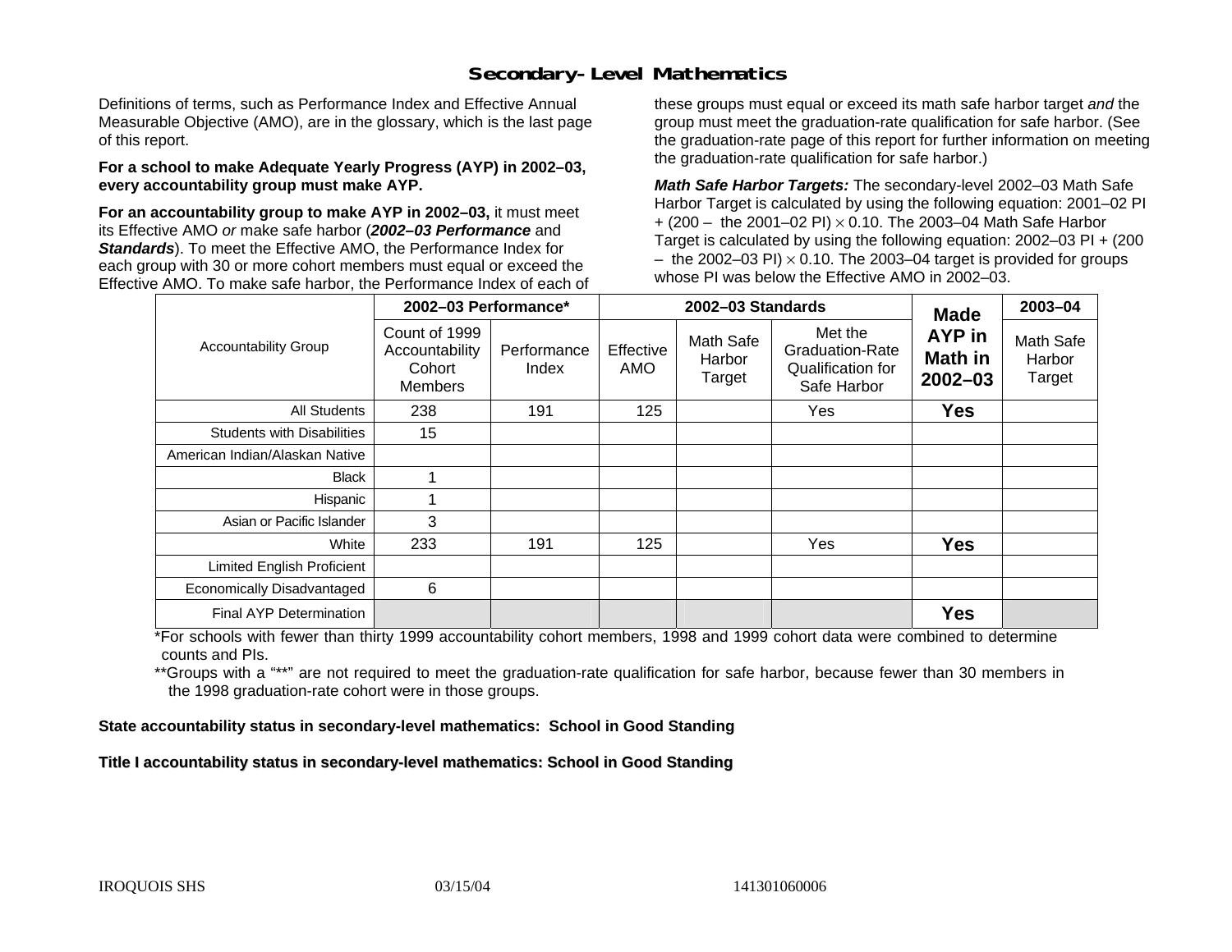# Secondary-Level Mathematics

Definitions of terms, such as Performance Index and Effective Annual Measurable Objective (AMO), are in the glossary, which is the last page of this report.

**For a school to make Adequate Yearly Progress (AYP) in 2002–03, every accountability group must make AYP.**

**For an accountability group to make AYP in 2002–03,** it must meet its Effective AMO *or* make safe harbor (***2002–03 Performance*** and ***Standards***). To meet the Effective AMO, the Performance Index for each group with 30 or more cohort members must equal or exceed the Effective AMO. To make safe harbor, the Performance Index of each of these groups must equal or exceed its math safe harbor target *and* the group must meet the graduation-rate qualification for safe harbor. (See the graduation-rate page of this report for further information on meeting the graduation-rate qualification for safe harbor.)

***Math Safe Harbor Targets:*** The secondary-level 2002–03 Math Safe Harbor Target is calculated by using the following equation: 2001–02 PI + (200 – the 2001–02 PI) $\times$ 0.10. The 2003–04 Math Safe Harbor Target is calculated by using the following equation: 2002–03 PI + (200 – the 2002–03 PI) $\times$ 0.10. The 2003–04 target is provided for groups whose PI was below the Effective AMO in 2002–03.

| Accountability Group | 2002–03 Performance* | | 2002–03 Standards | | | Made AYP in Math in 2002–03 | 2003–04 |
|---|---|---|---|---|---|---|---|
| | Count of 1999 Accountability Cohort Members | Performance Index | Effective AMO | Math Safe Harbor Target | Met the Graduation-Rate Qualification for Safe Harbor | | Math Safe Harbor Target |
| All Students | 238 | 191 | 125 | | Yes | **Yes** | |
| Students with Disabilities | 15 | | | | | | |
| American Indian/Alaskan Native | | | | | | | |
| Black | 1 | | | | | | |
| Hispanic | 1 | | | | | | |
| Asian or Pacific Islander | 3 | | | | | | |
| White | 233 | 191 | 125 | | Yes | **Yes** | |
| Limited English Proficient | | | | | | | |
| Economically Disadvantaged | 6 | | | | | | |
| Final AYP Determination | | | | | | **Yes** | |

*For schools with fewer than thirty 1999 accountability cohort members, 1998 and 1999 cohort data were combined to determine counts and PIs.

**Groups with a "**" are not required to meet the graduation-rate qualification for safe harbor, because fewer than 30 members in the 1998 graduation-rate cohort were in those groups.

**State accountability status in secondary-level mathematics: School in Good Standing**

**Title I accountability status in secondary-level mathematics: School in Good Standing**

IROQUOIS SHS 03/15/04 141301060006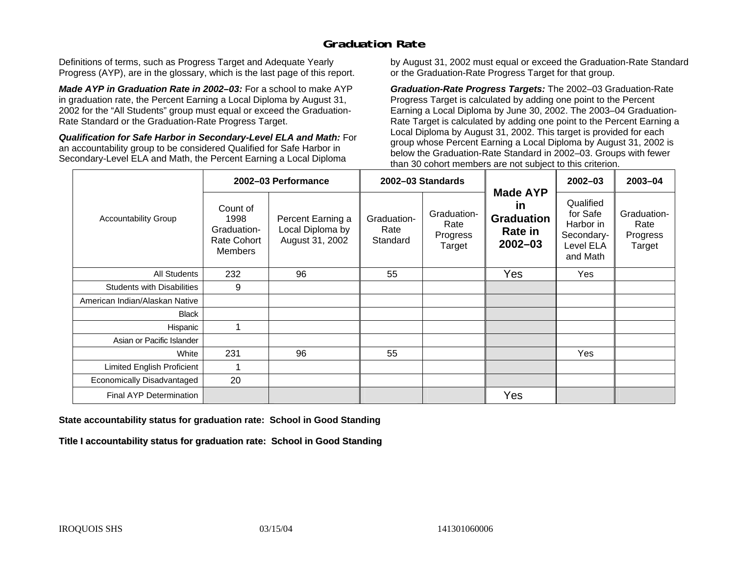# Graduation Rate

Definitions of terms, such as Progress Target and Adequate Yearly Progress (AYP), are in the glossary, which is the last page of this report.

***Made AYP in Graduation Rate in 2002–03:*** For a school to make AYP in graduation rate, the Percent Earning a Local Diploma by August 31, 2002 for the "All Students" group must equal or exceed the Graduation-Rate Standard or the Graduation-Rate Progress Target.

***Qualification for Safe Harbor in Secondary-Level ELA and Math:*** For an accountability group to be considered Qualified for Safe Harbor in Secondary-Level ELA and Math, the Percent Earning a Local Diploma by August 31, 2002 must equal or exceed the Graduation-Rate Standard or the Graduation-Rate Progress Target for that group.

***Graduation-Rate Progress Targets:*** The 2002–03 Graduation-Rate Progress Target is calculated by adding one point to the Percent Earning a Local Diploma by June 30, 2002. The 2003–04 Graduation-Rate Target is calculated by adding one point to the Percent Earning a Local Diploma by August 31, 2002. This target is provided for each group whose Percent Earning a Local Diploma by August 31, 2002 is below the Graduation-Rate Standard in 2002–03. Groups with fewer than 30 cohort members are not subject to this criterion.

| Accountability Group | 2002–03 Performance | | 2002–03 Standards | | Made AYP in Graduation Rate in 2002–03 | 2002–03 | 2003–04 |
|---|---|---|---|---|---|---|---|
| | Count of 1998 Graduation-Rate Cohort Members | Percent Earning a Local Diploma by August 31, 2002 | Graduation-Rate Standard | Graduation-Rate Progress Target | | Qualified for Safe Harbor in Secondary-Level ELA and Math | Graduation-Rate Progress Target |
| All Students | 232 | 96 | 55 | | Yes | Yes | |
| Students with Disabilities | 9 | | | | | | |
| American Indian/Alaskan Native | | | | | | | |
| Black | | | | | | | |
| Hispanic | 1 | | | | | | |
| Asian or Pacific Islander | | | | | | | |
| White | 231 | 96 | 55 | | | Yes | |
| Limited English Proficient | 1 | | | | | | |
| Economically Disadvantaged | 20 | | | | | | |
| Final AYP Determination | | | | | Yes | | |

**State accountability status for graduation rate: School in Good Standing**

**Title I accountability status for graduation rate: School in Good Standing**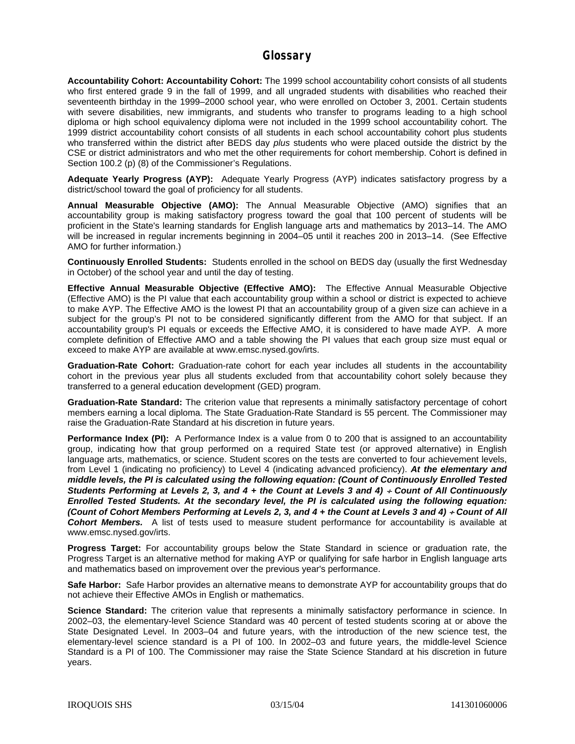# Glossary

**Accountability Cohort: Accountability Cohort:** The 1999 school accountability cohort consists of all students who first entered grade 9 in the fall of 1999, and all ungraded students with disabilities who reached their seventeenth birthday in the 1999–2000 school year, who were enrolled on October 3, 2001. Certain students with severe disabilities, new immigrants, and students who transfer to programs leading to a high school diploma or high school equivalency diploma were not included in the 1999 school accountability cohort. The 1999 district accountability cohort consists of all students in each school accountability cohort plus students who transferred within the district after BEDS day *plus* students who were placed outside the district by the CSE or district administrators and who met the other requirements for cohort membership. Cohort is defined in Section 100.2 (p) (8) of the Commissioner's Regulations.

**Adequate Yearly Progress (AYP):** Adequate Yearly Progress (AYP) indicates satisfactory progress by a district/school toward the goal of proficiency for all students.

**Annual Measurable Objective (AMO):** The Annual Measurable Objective (AMO) signifies that an accountability group is making satisfactory progress toward the goal that 100 percent of students will be proficient in the State's learning standards for English language arts and mathematics by 2013–14. The AMO will be increased in regular increments beginning in 2004–05 until it reaches 200 in 2013–14. (See Effective AMO for further information.)

**Continuously Enrolled Students:** Students enrolled in the school on BEDS day (usually the first Wednesday in October) of the school year and until the day of testing.

**Effective Annual Measurable Objective (Effective AMO):** The Effective Annual Measurable Objective (Effective AMO) is the PI value that each accountability group within a school or district is expected to achieve to make AYP. The Effective AMO is the lowest PI that an accountability group of a given size can achieve in a subject for the group's PI not to be considered significantly different from the AMO for that subject. If an accountability group's PI equals or exceeds the Effective AMO, it is considered to have made AYP. A more complete definition of Effective AMO and a table showing the PI values that each group size must equal or exceed to make AYP are available at www.emsc.nysed.gov/irts.

**Graduation-Rate Cohort:** Graduation-rate cohort for each year includes all students in the accountability cohort in the previous year plus all students excluded from that accountability cohort solely because they transferred to a general education development (GED) program.

**Graduation-Rate Standard:** The criterion value that represents a minimally satisfactory percentage of cohort members earning a local diploma. The State Graduation-Rate Standard is 55 percent. The Commissioner may raise the Graduation-Rate Standard at his discretion in future years.

**Performance Index (PI):** A Performance Index is a value from 0 to 200 that is assigned to an accountability group, indicating how that group performed on a required State test (or approved alternative) in English language arts, mathematics, or science. Student scores on the tests are converted to four achievement levels, from Level 1 (indicating no proficiency) to Level 4 (indicating advanced proficiency). ***At the elementary and middle levels, the PI is calculated using the following equation: (Count of Continuously Enrolled Tested Students Performing at Levels 2, 3, and 4 + the Count at Levels 3 and 4) ÷ Count of All Continuously Enrolled Tested Students. At the secondary level, the PI is calculated using the following equation: (Count of Cohort Members Performing at Levels 2, 3, and 4 + the Count at Levels 3 and 4) ÷ Count of All Cohort Members.*** A list of tests used to measure student performance for accountability is available at www.emsc.nysed.gov/irts.

**Progress Target:** For accountability groups below the State Standard in science or graduation rate, the Progress Target is an alternative method for making AYP or qualifying for safe harbor in English language arts and mathematics based on improvement over the previous year's performance.

**Safe Harbor:** Safe Harbor provides an alternative means to demonstrate AYP for accountability groups that do not achieve their Effective AMOs in English or mathematics.

**Science Standard:** The criterion value that represents a minimally satisfactory performance in science. In 2002–03, the elementary-level Science Standard was 40 percent of tested students scoring at or above the State Designated Level. In 2003–04 and future years, with the introduction of the new science test, the elementary-level science standard is a PI of 100. In 2002–03 and future years, the middle-level Science Standard is a PI of 100. The Commissioner may raise the State Science Standard at his discretion in future years.